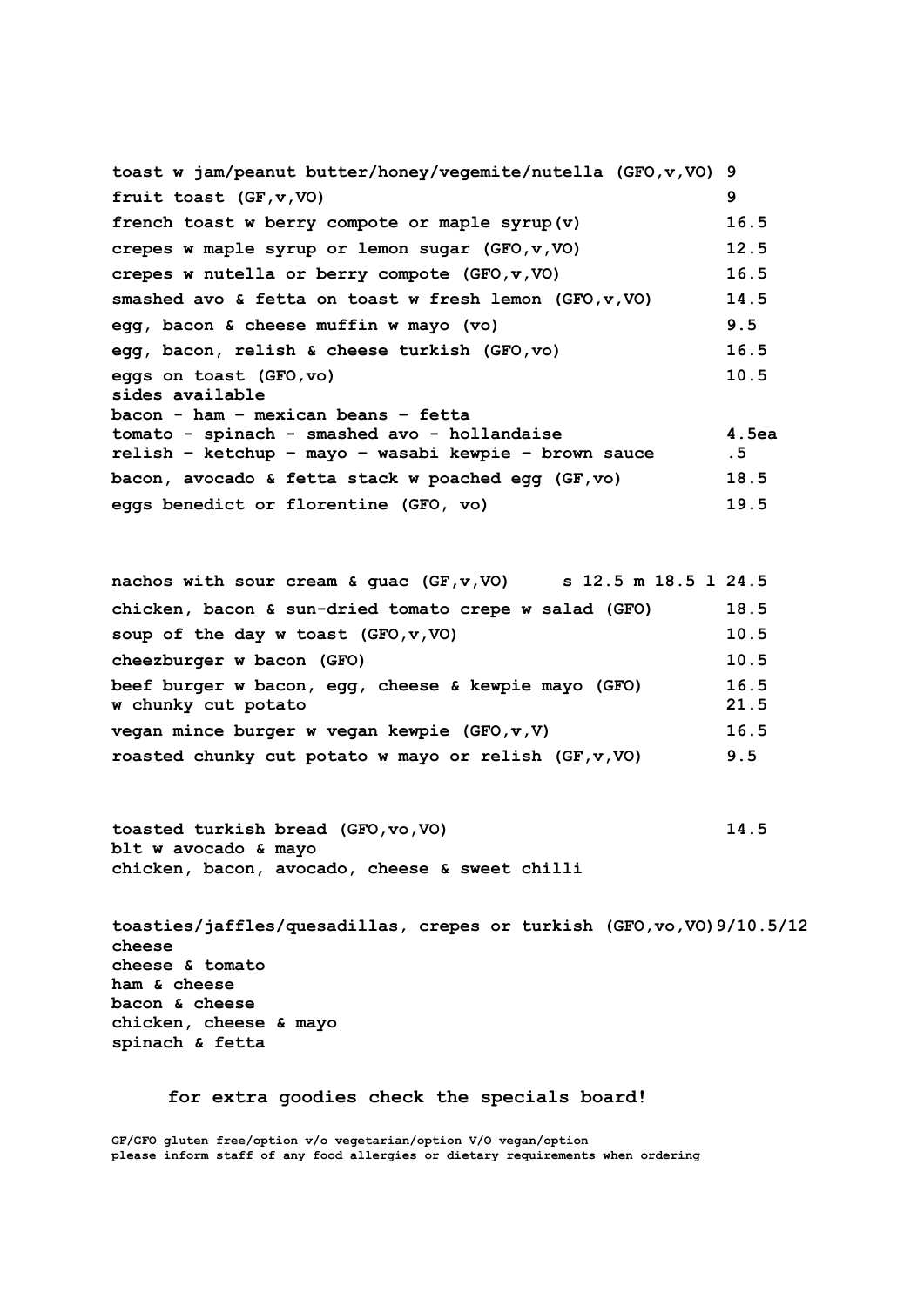| | |
|---|---|
| toast w jam/peanut butter/honey/vegemite/nutella (GFO,v,VO) | 9 |
| fruit toast (GF,v,VO) | 9 |
| french toast w berry compote or maple syrup(v) | 16.5 |
| crepes w maple syrup or lemon sugar (GFO,v,VO) | 12.5 |
| crepes w nutella or berry compote (GFO,v,VO) | 16.5 |
| smashed avo & fetta on toast w fresh lemon (GFO,v,VO) | 14.5 |
| egg, bacon & cheese muffin w mayo (vo) | 9.5 |
| egg, bacon, relish & cheese turkish (GFO,vo) | 16.5 |
| eggs on toast (GFO,vo) | 10.5 |
| sides available | |
| bacon - ham – mexican beans – fetta | |
| tomato - spinach - smashed avo - hollandaise | 4.5ea |
| relish – ketchup – mayo – wasabi kewpie – brown sauce | .5 |
| bacon, avocado & fetta stack w poached egg (GF,vo) | 18.5 |
| eggs benedict or florentine (GFO, vo) | 19.5 |

| | |
|---|---|
| nachos with sour cream & guac (GF,v,VO) | s 12.5 m 18.5 l 24.5 |
| chicken, bacon & sun-dried tomato crepe w salad (GFO) | 18.5 |
| soup of the day w toast (GFO,v,VO) | 10.5 |
| cheezburger w bacon (GFO) | 10.5 |
| beef burger w bacon, egg, cheese & kewpie mayo (GFO) | 16.5 |
| w chunky cut potato | 21.5 |
| vegan mince burger w vegan kewpie (GFO,v,V) | 16.5 |
| roasted chunky cut potato w mayo or relish (GF,v,VO) | 9.5 |

| | |
|---|---|
| toasted turkish bread (GFO,vo,VO) | 14.5 |
| blt w avocado & mayo | |
| chicken, bacon, avocado, cheese & sweet chilli | |

| | |
|---|---|
| toasties/jaffles/quesadillas, crepes or turkish (GFO,vo,VO) | 9/10.5/12 |
| cheese | |
| cheese & tomato | |
| ham & cheese | |
| bacon & cheese | |
| chicken, cheese & mayo | |
| spinach & fetta | |

**for extra goodies check the specials board!**

GF/GFO gluten free/option v/o vegetarian/option V/O vegan/option
please inform staff of any food allergies or dietary requirements when ordering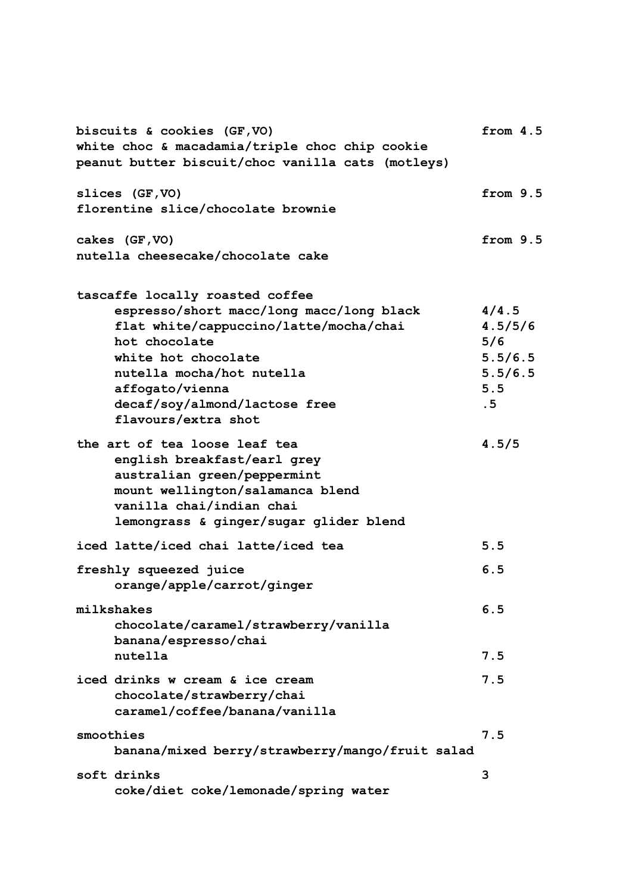**biscuits & cookies (GF,VO)** from 4.5
white choc & macadamia/triple choc chip cookie
peanut butter biscuit/choc vanilla cats (motleys)

**slices (GF,VO)** from 9.5
florentine slice/chocolate brownie

**cakes (GF,VO)** from 9.5
nutella cheesecake/chocolate cake

**tascaffe locally roasted coffee**

| | |
|---|---|
| espresso/short macc/long macc/long black | 4/4.5 |
| flat white/cappuccino/latte/mocha/chai | 4.5/5/6 |
| hot chocolate | 5/6 |
| white hot chocolate | 5.5/6.5 |
| nutella mocha/hot nutella | 5.5/6.5 |
| affogato/vienna | 5.5 |
| decaf/soy/almond/lactose free | .5 |
| flavours/extra shot | |

**the art of tea loose leaf tea** 4.5/5
- english breakfast/earl grey
- australian green/peppermint
- mount wellington/salamanca blend
- vanilla chai/indian chai
- lemongrass & ginger/sugar glider blend

**iced latte/iced chai latte/iced tea** 5.5

**freshly squeezed juice** 6.5
- orange/apple/carrot/ginger

**milkshakes** 6.5
- chocolate/caramel/strawberry/vanilla
- banana/espresso/chai
- nutella 7.5

**iced drinks w cream & ice cream** 7.5
- chocolate/strawberry/chai
- caramel/coffee/banana/vanilla

**smoothies** 7.5
- banana/mixed berry/strawberry/mango/fruit salad

**soft drinks** 3
- coke/diet coke/lemonade/spring water